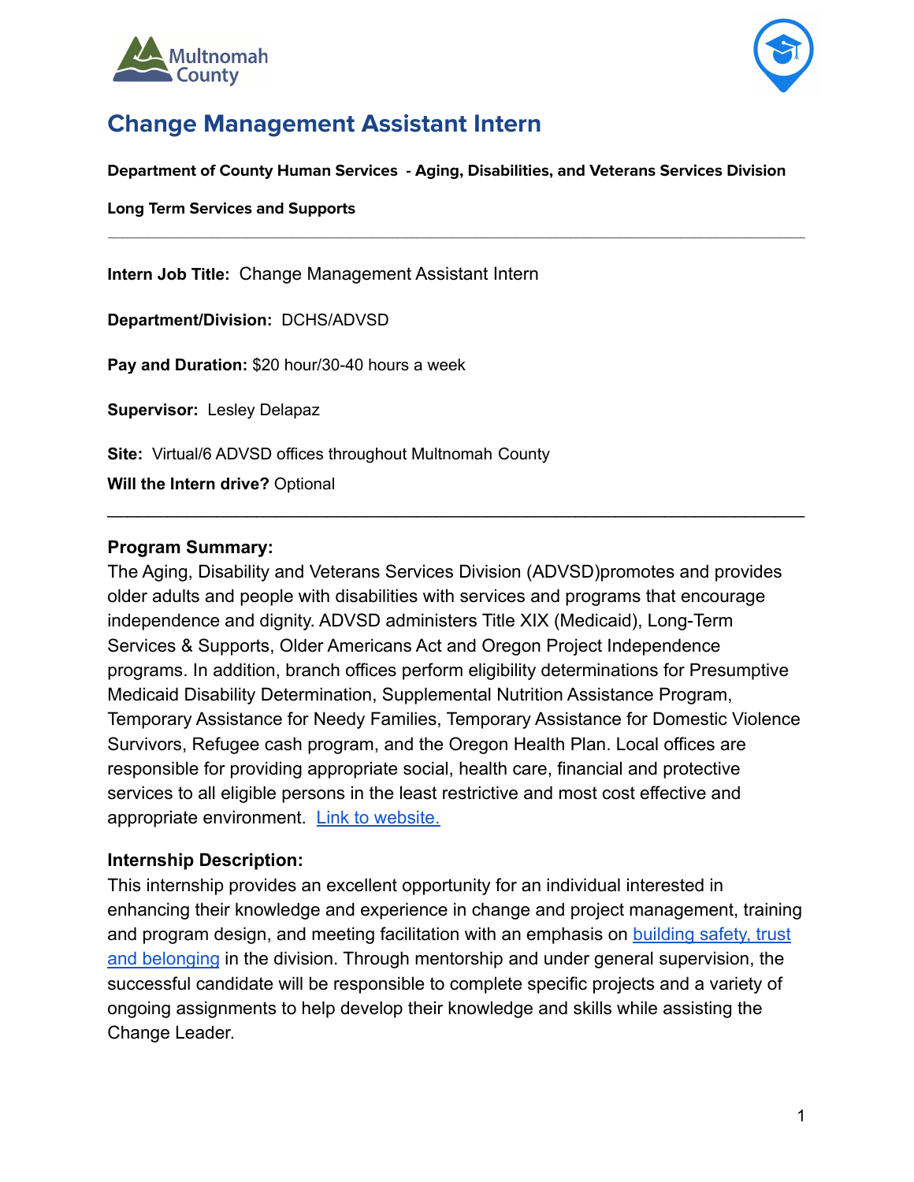# Change Management Assistant Intern

**Department of County Human Services - Aging, Disabilities, and Veterans Services Division**

**Long Term Services and Supports**

---

**Intern Job Title:** Change Management Assistant Intern

**Department/Division:** DCHS/ADVSD

**Pay and Duration:** $20 hour/30-40 hours a week

**Supervisor:** Lesley Delapaz

**Site:** Virtual/6 ADVSD offices throughout Multnomah County

**Will the Intern drive?** Optional

---

**Program Summary:**
The Aging, Disability and Veterans Services Division (ADVSD)promotes and provides older adults and people with disabilities with services and programs that encourage independence and dignity. ADVSD administers Title XIX (Medicaid), Long-Term Services & Supports, Older Americans Act and Oregon Project Independence programs. In addition, branch offices perform eligibility determinations for Presumptive Medicaid Disability Determination, Supplemental Nutrition Assistance Program, Temporary Assistance for Needy Families, Temporary Assistance for Domestic Violence Survivors, Refugee cash program, and the Oregon Health Plan. Local offices are responsible for providing appropriate social, health care, financial and protective services to all eligible persons in the least restrictive and most cost effective and appropriate environment. Link to website.

**Internship Description:**
This internship provides an excellent opportunity for an individual interested in enhancing their knowledge and experience in change and project management, training and program design, and meeting facilitation with an emphasis on building safety, trust and belonging in the division. Through mentorship and under general supervision, the successful candidate will be responsible to complete specific projects and a variety of ongoing assignments to help develop their knowledge and skills while assisting the Change Leader.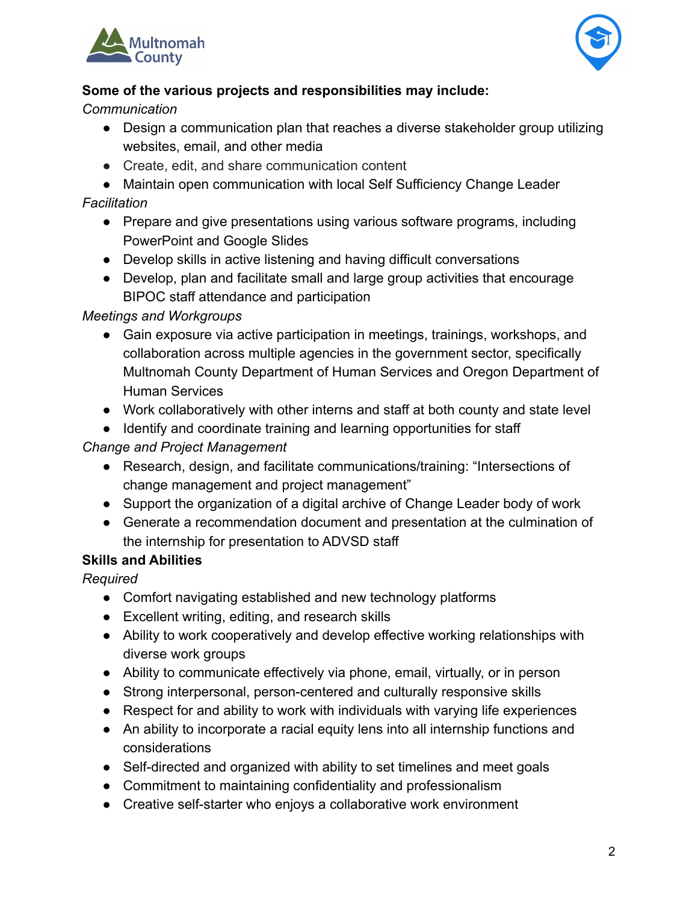**Some of the various projects and responsibilities may include:**

*Communication*

- Design a communication plan that reaches a diverse stakeholder group utilizing websites, email, and other media
- Create, edit, and share communication content
- Maintain open communication with local Self Sufficiency Change Leader

*Facilitation*

- Prepare and give presentations using various software programs, including PowerPoint and Google Slides
- Develop skills in active listening and having difficult conversations
- Develop, plan and facilitate small and large group activities that encourage BIPOC staff attendance and participation

*Meetings and Workgroups*

- Gain exposure via active participation in meetings, trainings, workshops, and collaboration across multiple agencies in the government sector, specifically Multnomah County Department of Human Services and Oregon Department of Human Services
- Work collaboratively with other interns and staff at both county and state level
- Identify and coordinate training and learning opportunities for staff

*Change and Project Management*

- Research, design, and facilitate communications/training: "Intersections of change management and project management"
- Support the organization of a digital archive of Change Leader body of work
- Generate a recommendation document and presentation at the culmination of the internship for presentation to ADVSD staff

**Skills and Abilities**

*Required*

- Comfort navigating established and new technology platforms
- Excellent writing, editing, and research skills
- Ability to work cooperatively and develop effective working relationships with diverse work groups
- Ability to communicate effectively via phone, email, virtually, or in person
- Strong interpersonal, person-centered and culturally responsive skills
- Respect for and ability to work with individuals with varying life experiences
- An ability to incorporate a racial equity lens into all internship functions and considerations
- Self-directed and organized with ability to set timelines and meet goals
- Commitment to maintaining confidentiality and professionalism
- Creative self-starter who enjoys a collaborative work environment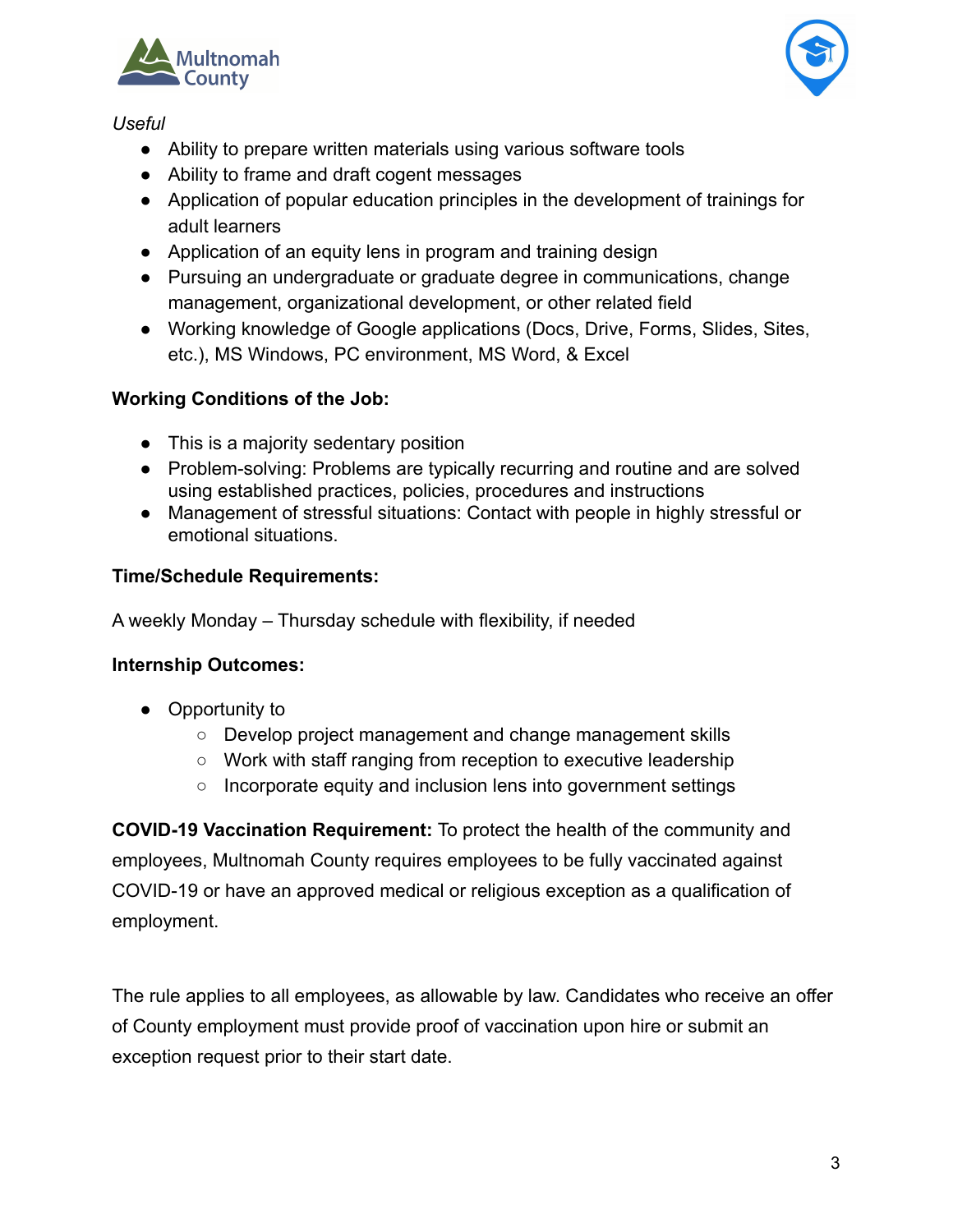*Useful*

- Ability to prepare written materials using various software tools
- Ability to frame and draft cogent messages
- Application of popular education principles in the development of trainings for adult learners
- Application of an equity lens in program and training design
- Pursuing an undergraduate or graduate degree in communications, change management, organizational development, or other related field
- Working knowledge of Google applications (Docs, Drive, Forms, Slides, Sites, etc.), MS Windows, PC environment, MS Word, & Excel

**Working Conditions of the Job:**

- This is a majority sedentary position
- Problem-solving: Problems are typically recurring and routine and are solved using established practices, policies, procedures and instructions
- Management of stressful situations: Contact with people in highly stressful or emotional situations.

**Time/Schedule Requirements:**

A weekly Monday – Thursday schedule with flexibility, if needed

**Internship Outcomes:**

- Opportunity to
  - Develop project management and change management skills
  - Work with staff ranging from reception to executive leadership
  - Incorporate equity and inclusion lens into government settings

**COVID-19 Vaccination Requirement:** To protect the health of the community and employees, Multnomah County requires employees to be fully vaccinated against COVID-19 or have an approved medical or religious exception as a qualification of employment.

The rule applies to all employees, as allowable by law. Candidates who receive an offer of County employment must provide proof of vaccination upon hire or submit an exception request prior to their start date.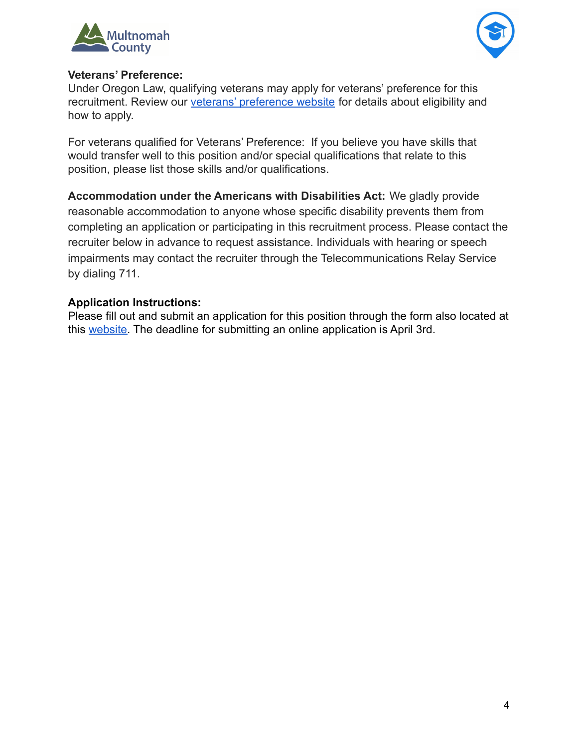**Veterans' Preference:**
Under Oregon Law, qualifying veterans may apply for veterans' preference for this recruitment. Review our veterans' preference website for details about eligibility and how to apply.

For veterans qualified for Veterans' Preference: If you believe you have skills that would transfer well to this position and/or special qualifications that relate to this position, please list those skills and/or qualifications.

**Accommodation under the Americans with Disabilities Act:** We gladly provide reasonable accommodation to anyone whose specific disability prevents them from completing an application or participating in this recruitment process. Please contact the recruiter below in advance to request assistance. Individuals with hearing or speech impairments may contact the recruiter through the Telecommunications Relay Service by dialing 711.

**Application Instructions:**
Please fill out and submit an application for this position through the form also located at this website. The deadline for submitting an online application is April 3rd.